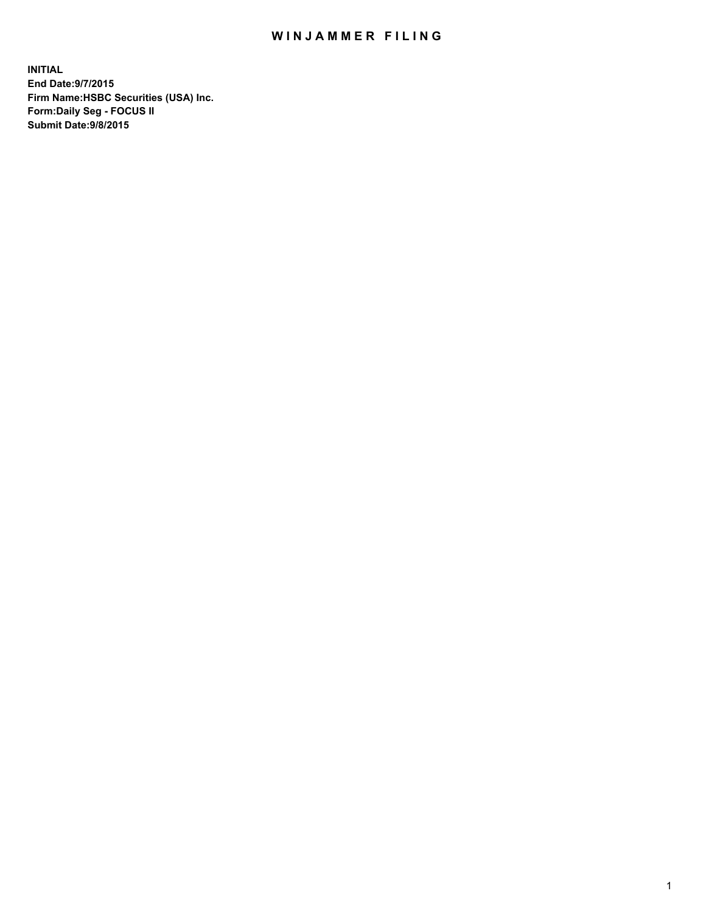# WINJAMMER FILING

**INITIAL**
**End Date:9/7/2015**
**Firm Name:HSBC Securities (USA) Inc.**
**Form:Daily Seg - FOCUS II**
**Submit Date:9/8/2015**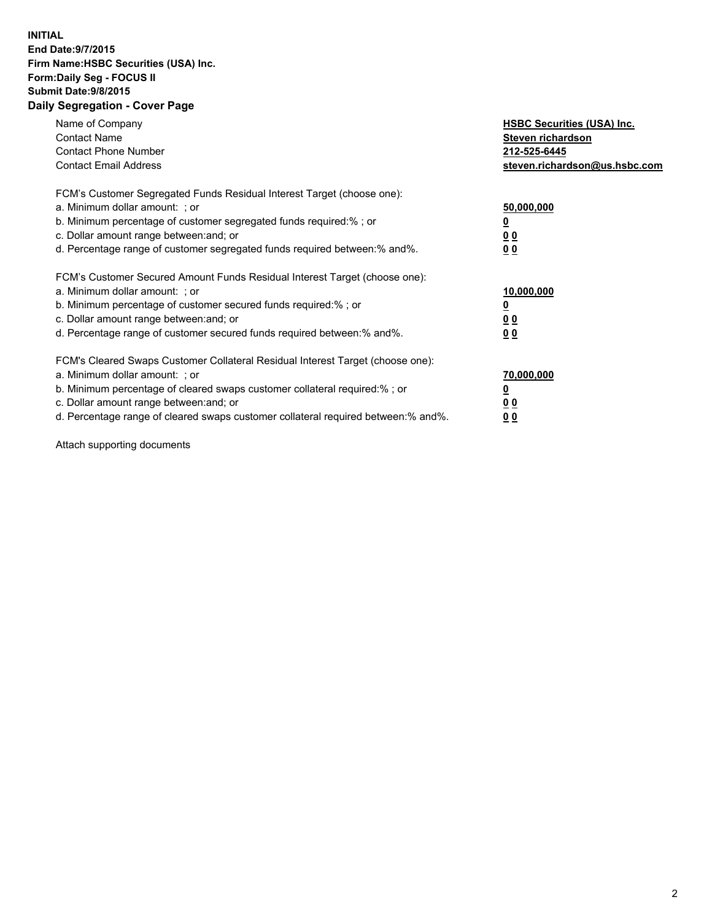**INITIAL**
**End Date:9/7/2015**
**Firm Name:HSBC Securities (USA) Inc.**
**Form:Daily Seg - FOCUS II**
**Submit Date:9/8/2015**

## Daily Segregation - Cover Page

| | |
|---|---|
| Name of Company | **HSBC Securities (USA) Inc.** |
| Contact Name | **Steven richardson** |
| Contact Phone Number | **212-525-6445** |
| Contact Email Address | **steven.richardson@us.hsbc.com** |

| | |
|---|---|
| FCM's Customer Segregated Funds Residual Interest Target (choose one): | |
| a. Minimum dollar amount: ; or | **50,000,000** |
| b. Minimum percentage of customer segregated funds required:% ; or | **0** |
| c. Dollar amount range between:and; or | **0 0** |
| d. Percentage range of customer segregated funds required between:% and%. | **0 0** |

| | |
|---|---|
| FCM's Customer Secured Amount Funds Residual Interest Target (choose one): | |
| a. Minimum dollar amount: ; or | **10,000,000** |
| b. Minimum percentage of customer secured funds required:% ; or | **0** |
| c. Dollar amount range between:and; or | **0 0** |
| d. Percentage range of customer secured funds required between:% and%. | **0 0** |

| | |
|---|---|
| FCM's Cleared Swaps Customer Collateral Residual Interest Target (choose one): | |
| a. Minimum dollar amount: ; or | **70,000,000** |
| b. Minimum percentage of cleared swaps customer collateral required:% ; or | **0** |
| c. Dollar amount range between:and; or | **0 0** |
| d. Percentage range of cleared swaps customer collateral required between:% and%. | **0 0** |

Attach supporting documents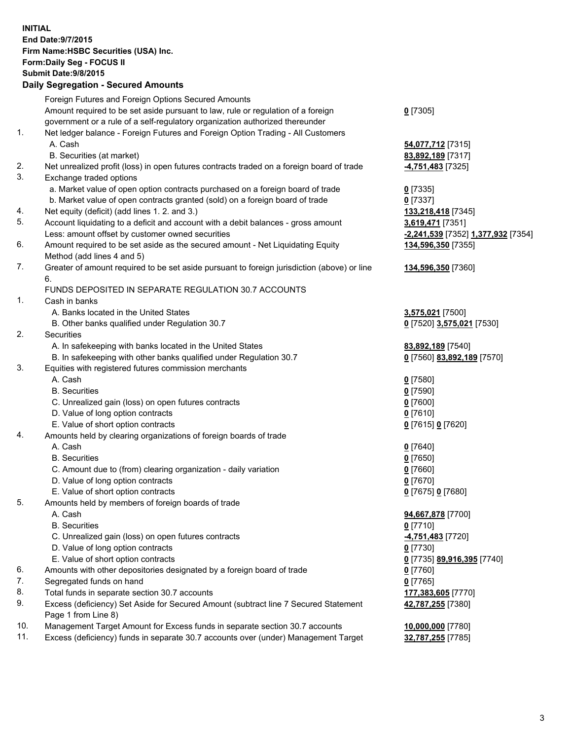**INITIAL**
**End Date:9/7/2015**
**Firm Name:HSBC Securities (USA) Inc.**
**Form:Daily Seg - FOCUS II**
**Submit Date:9/8/2015**

**Daily Segregation - Secured Amounts**

| | | |
|---|---|---|
| | Foreign Futures and Foreign Options Secured Amounts | |
| | Amount required to be set aside pursuant to law, rule or regulation of a foreign government or a rule of a self-regulatory organization authorized thereunder | **0** [7305] |
| 1. | Net ledger balance - Foreign Futures and Foreign Option Trading - All Customers | |
| | A. Cash | **54,077,712** [7315] |
| | B. Securities (at market) | **83,892,189** [7317] |
| 2. | Net unrealized profit (loss) in open futures contracts traded on a foreign board of trade | **-4,751,483** [7325] |
| 3. | Exchange traded options | |
| | a. Market value of open option contracts purchased on a foreign board of trade | **0** [7335] |
| | b. Market value of open contracts granted (sold) on a foreign board of trade | **0** [7337] |
| 4. | Net equity (deficit) (add lines 1. 2. and 3.) | **133,218,418** [7345] |
| 5. | Account liquidating to a deficit and account with a debit balances - gross amount | **3,619,471** [7351] |
| | Less: amount offset by customer owned securities | **-2,241,539** [7352] **1,377,932** [7354] |
| 6. | Amount required to be set aside as the secured amount - Net Liquidating Equity Method (add lines 4 and 5) | **134,596,350** [7355] |
| 7. | Greater of amount required to be set aside pursuant to foreign jurisdiction (above) or line 6. | **134,596,350** [7360] |
| | FUNDS DEPOSITED IN SEPARATE REGULATION 30.7 ACCOUNTS | |
| 1. | Cash in banks | |
| | A. Banks located in the United States | **3,575,021** [7500] |
| | B. Other banks qualified under Regulation 30.7 | **0** [7520] **3,575,021** [7530] |
| 2. | Securities | |
| | A. In safekeeping with banks located in the United States | **83,892,189** [7540] |
| | B. In safekeeping with other banks qualified under Regulation 30.7 | **0** [7560] **83,892,189** [7570] |
| 3. | Equities with registered futures commission merchants | |
| | A. Cash | **0** [7580] |
| | B. Securities | **0** [7590] |
| | C. Unrealized gain (loss) on open futures contracts | **0** [7600] |
| | D. Value of long option contracts | **0** [7610] |
| | E. Value of short option contracts | **0** [7615] **0** [7620] |
| 4. | Amounts held by clearing organizations of foreign boards of trade | |
| | A. Cash | **0** [7640] |
| | B. Securities | **0** [7650] |
| | C. Amount due to (from) clearing organization - daily variation | **0** [7660] |
| | D. Value of long option contracts | **0** [7670] |
| | E. Value of short option contracts | **0** [7675] **0** [7680] |
| 5. | Amounts held by members of foreign boards of trade | |
| | A. Cash | **94,667,878** [7700] |
| | B. Securities | **0** [7710] |
| | C. Unrealized gain (loss) on open futures contracts | **-4,751,483** [7720] |
| | D. Value of long option contracts | **0** [7730] |
| | E. Value of short option contracts | **0** [7735] **89,916,395** [7740] |
| 6. | Amounts with other depositories designated by a foreign board of trade | **0** [7760] |
| 7. | Segregated funds on hand | **0** [7765] |
| 8. | Total funds in separate section 30.7 accounts | **177,383,605** [7770] |
| 9. | Excess (deficiency) Set Aside for Secured Amount (subtract line 7 Secured Statement Page 1 from Line 8) | **42,787,255** [7380] |
| 10. | Management Target Amount for Excess funds in separate section 30.7 accounts | **10,000,000** [7780] |
| 11. | Excess (deficiency) funds in separate 30.7 accounts over (under) Management Target | **32,787,255** [7785] |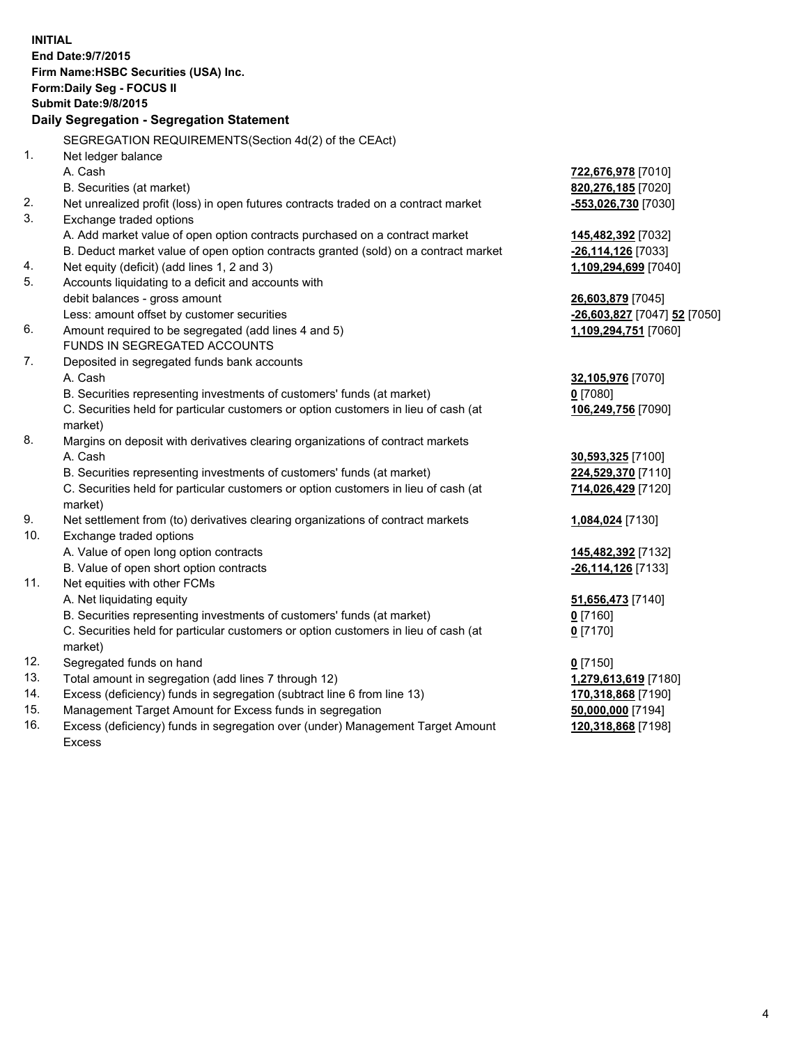**INITIAL**
**End Date:9/7/2015**
**Firm Name:HSBC Securities (USA) Inc.**
**Form:Daily Seg - FOCUS II**
**Submit Date:9/8/2015**

## Daily Segregation - Segregation Statement

SEGREGATION REQUIREMENTS(Section 4d(2) of the CEAct)

| | | |
|---|---|---|
| 1. | Net ledger balance | |
| | A. Cash | **722,676,978** [7010] |
| | B. Securities (at market) | **820,276,185** [7020] |
| 2. | Net unrealized profit (loss) in open futures contracts traded on a contract market | **-553,026,730** [7030] |
| 3. | Exchange traded options | |
| | A. Add market value of open option contracts purchased on a contract market | **145,482,392** [7032] |
| | B. Deduct market value of open option contracts granted (sold) on a contract market | **-26,114,126** [7033] |
| 4. | Net equity (deficit) (add lines 1, 2 and 3) | **1,109,294,699** [7040] |
| 5. | Accounts liquidating to a deficit and accounts with debit balances - gross amount | **26,603,879** [7045] |
| | Less: amount offset by customer securities | **-26,603,827** [7047] **52** [7050] |
| 6. | Amount required to be segregated (add lines 4 and 5) | **1,109,294,751** [7060] |
| | FUNDS IN SEGREGATED ACCOUNTS | |
| 7. | Deposited in segregated funds bank accounts | |
| | A. Cash | **32,105,976** [7070] |
| | B. Securities representing investments of customers' funds (at market) | **0** [7080] |
| | C. Securities held for particular customers or option customers in lieu of cash (at market) | **106,249,756** [7090] |
| 8. | Margins on deposit with derivatives clearing organizations of contract markets | |
| | A. Cash | **30,593,325** [7100] |
| | B. Securities representing investments of customers' funds (at market) | **224,529,370** [7110] |
| | C. Securities held for particular customers or option customers in lieu of cash (at market) | **714,026,429** [7120] |
| 9. | Net settlement from (to) derivatives clearing organizations of contract markets | **1,084,024** [7130] |
| 10. | Exchange traded options | |
| | A. Value of open long option contracts | **145,482,392** [7132] |
| | B. Value of open short option contracts | **-26,114,126** [7133] |
| 11. | Net equities with other FCMs | |
| | A. Net liquidating equity | **51,656,473** [7140] |
| | B. Securities representing investments of customers' funds (at market) | **0** [7160] |
| | C. Securities held for particular customers or option customers in lieu of cash (at market) | **0** [7170] |
| 12. | Segregated funds on hand | **0** [7150] |
| 13. | Total amount in segregation (add lines 7 through 12) | **1,279,613,619** [7180] |
| 14. | Excess (deficiency) funds in segregation (subtract line 6 from line 13) | **170,318,868** [7190] |
| 15. | Management Target Amount for Excess funds in segregation | **50,000,000** [7194] |
| 16. | Excess (deficiency) funds in segregation over (under) Management Target Amount Excess | **120,318,868** [7198] |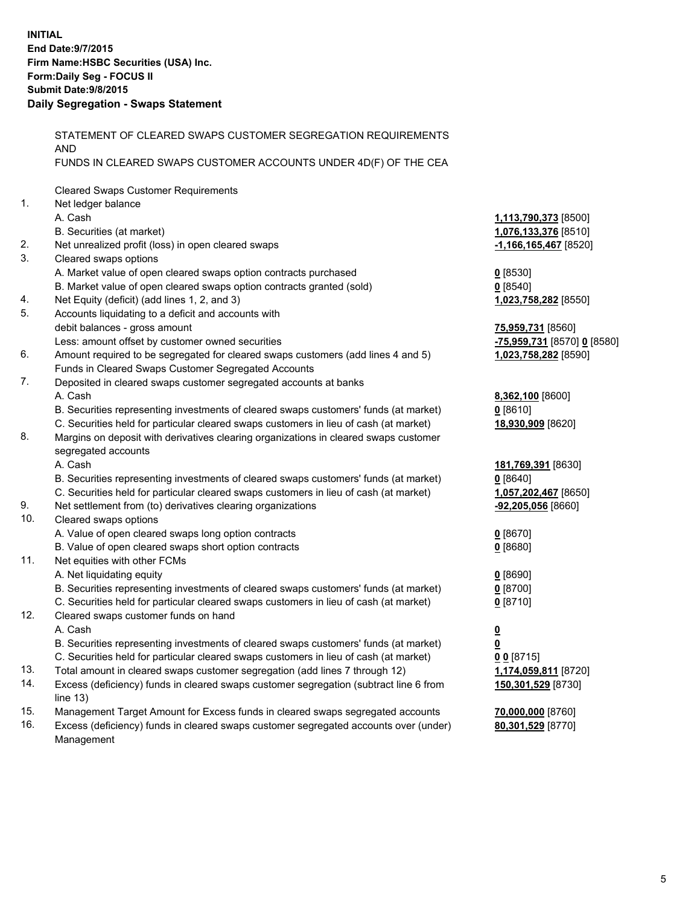**INITIAL**
**End Date:9/7/2015**
**Firm Name:HSBC Securities (USA) Inc.**
**Form:Daily Seg - FOCUS II**
**Submit Date:9/8/2015**
**Daily Segregation - Swaps Statement**

STATEMENT OF CLEARED SWAPS CUSTOMER SEGREGATION REQUIREMENTS AND FUNDS IN CLEARED SWAPS CUSTOMER ACCOUNTS UNDER 4D(F) OF THE CEA

| | | |
|---|---|---|
| | Cleared Swaps Customer Requirements | |
| 1. | Net ledger balance | |
| | A. Cash | **1,113,790,373** [8500] |
| | B. Securities (at market) | **1,076,133,376** [8510] |
| 2. | Net unrealized profit (loss) in open cleared swaps | **-1,166,165,467** [8520] |
| 3. | Cleared swaps options | |
| | A. Market value of open cleared swaps option contracts purchased | **0** [8530] |
| | B. Market value of open cleared swaps option contracts granted (sold) | **0** [8540] |
| 4. | Net Equity (deficit) (add lines 1, 2, and 3) | **1,023,758,282** [8550] |
| 5. | Accounts liquidating to a deficit and accounts with debit balances - gross amount | **75,959,731** [8560] |
| | Less: amount offset by customer owned securities | **-75,959,731** [8570] **0** [8580] |
| 6. | Amount required to be segregated for cleared swaps customers (add lines 4 and 5) | **1,023,758,282** [8590] |
| | Funds in Cleared Swaps Customer Segregated Accounts | |
| 7. | Deposited in cleared swaps customer segregated accounts at banks | |
| | A. Cash | **8,362,100** [8600] |
| | B. Securities representing investments of cleared swaps customers' funds (at market) | **0** [8610] |
| | C. Securities held for particular cleared swaps customers in lieu of cash (at market) | **18,930,909** [8620] |
| 8. | Margins on deposit with derivatives clearing organizations in cleared swaps customer segregated accounts | |
| | A. Cash | **181,769,391** [8630] |
| | B. Securities representing investments of cleared swaps customers' funds (at market) | **0** [8640] |
| | C. Securities held for particular cleared swaps customers in lieu of cash (at market) | **1,057,202,467** [8650] |
| 9. | Net settlement from (to) derivatives clearing organizations | **-92,205,056** [8660] |
| 10. | Cleared swaps options | |
| | A. Value of open cleared swaps long option contracts | **0** [8670] |
| | B. Value of open cleared swaps short option contracts | **0** [8680] |
| 11. | Net equities with other FCMs | |
| | A. Net liquidating equity | **0** [8690] |
| | B. Securities representing investments of cleared swaps customers' funds (at market) | **0** [8700] |
| | C. Securities held for particular cleared swaps customers in lieu of cash (at market) | **0** [8710] |
| 12. | Cleared swaps customer funds on hand | |
| | A. Cash | **0** |
| | B. Securities representing investments of cleared swaps customers' funds (at market) | **0** |
| | C. Securities held for particular cleared swaps customers in lieu of cash (at market) | **0** **0** [8715] |
| 13. | Total amount in cleared swaps customer segregation (add lines 7 through 12) | **1,174,059,811** [8720] |
| 14. | Excess (deficiency) funds in cleared swaps customer segregation (subtract line 6 from line 13) | **150,301,529** [8730] |
| 15. | Management Target Amount for Excess funds in cleared swaps segregated accounts | **70,000,000** [8760] |
| 16. | Excess (deficiency) funds in cleared swaps customer segregated accounts over (under) Management | **80,301,529** [8770] |